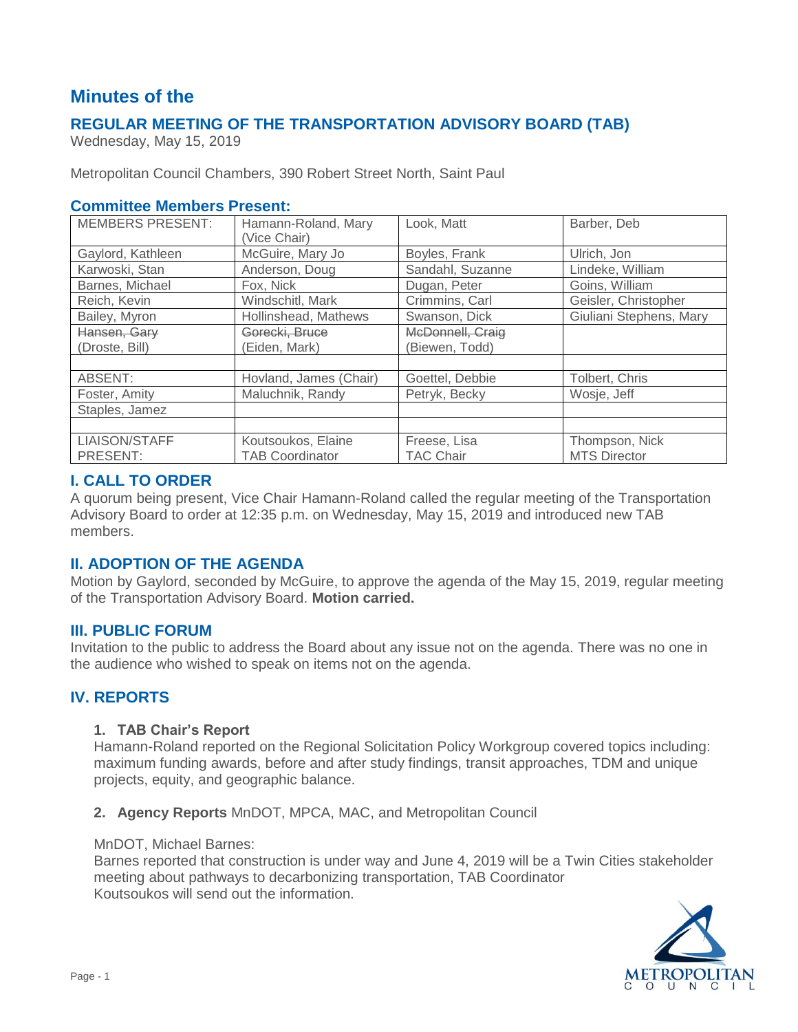# Minutes of the

## REGULAR MEETING OF THE TRANSPORTATION ADVISORY BOARD (TAB)

Wednesday, May 15, 2019

Metropolitan Council Chambers, 390 Robert Street North, Saint Paul

### Committee Members Present:

| | | | |
|---|---|---|---|
| MEMBERS PRESENT: | Hamann-Roland, Mary (Vice Chair) | Look, Matt | Barber, Deb |
| Gaylord, Kathleen | McGuire, Mary Jo | Boyles, Frank | Ulrich, Jon |
| Karwoski, Stan | Anderson, Doug | Sandahl, Suzanne | Lindeke, William |
| Barnes, Michael | Fox, Nick | Dugan, Peter | Goins, William |
| Reich, Kevin | Windschitl, Mark | Crimmins, Carl | Geisler, Christopher |
| Bailey, Myron | Hollinshead, Mathews | Swanson, Dick | Giuliani Stephens, Mary |
| ~~Hansen, Gary~~ (Droste, Bill) | ~~Gorecki, Bruce~~ (Eiden, Mark) | ~~McDonnell, Craig~~ (Biewen, Todd) | |
| | | | |
| ABSENT: | Hovland, James (Chair) | Goettel, Debbie | Tolbert, Chris |
| Foster, Amity | Maluchnik, Randy | Petryk, Becky | Wosje, Jeff |
| Staples, Jamez | | | |
| | | | |
| LIAISON/STAFF PRESENT: | Koutsoukos, Elaine TAB Coordinator | Freese, Lisa TAC Chair | Thompson, Nick MTS Director |

## I. CALL TO ORDER

A quorum being present, Vice Chair Hamann-Roland called the regular meeting of the Transportation Advisory Board to order at 12:35 p.m. on Wednesday, May 15, 2019 and introduced new TAB members.

## II. ADOPTION OF THE AGENDA

Motion by Gaylord, seconded by McGuire, to approve the agenda of the May 15, 2019, regular meeting of the Transportation Advisory Board. **Motion carried.**

## III. PUBLIC FORUM

Invitation to the public to address the Board about any issue not on the agenda. There was no one in the audience who wished to speak on items not on the agenda.

## IV. REPORTS

### 1. TAB Chair's Report

Hamann-Roland reported on the Regional Solicitation Policy Workgroup covered topics including: maximum funding awards, before and after study findings, transit approaches, TDM and unique projects, equity, and geographic balance.

### 2. Agency Reports MnDOT, MPCA, MAC, and Metropolitan Council

MnDOT, Michael Barnes:
Barnes reported that construction is under way and June 4, 2019 will be a Twin Cities stakeholder meeting about pathways to decarbonizing transportation, TAB Coordinator Koutsoukos will send out the information.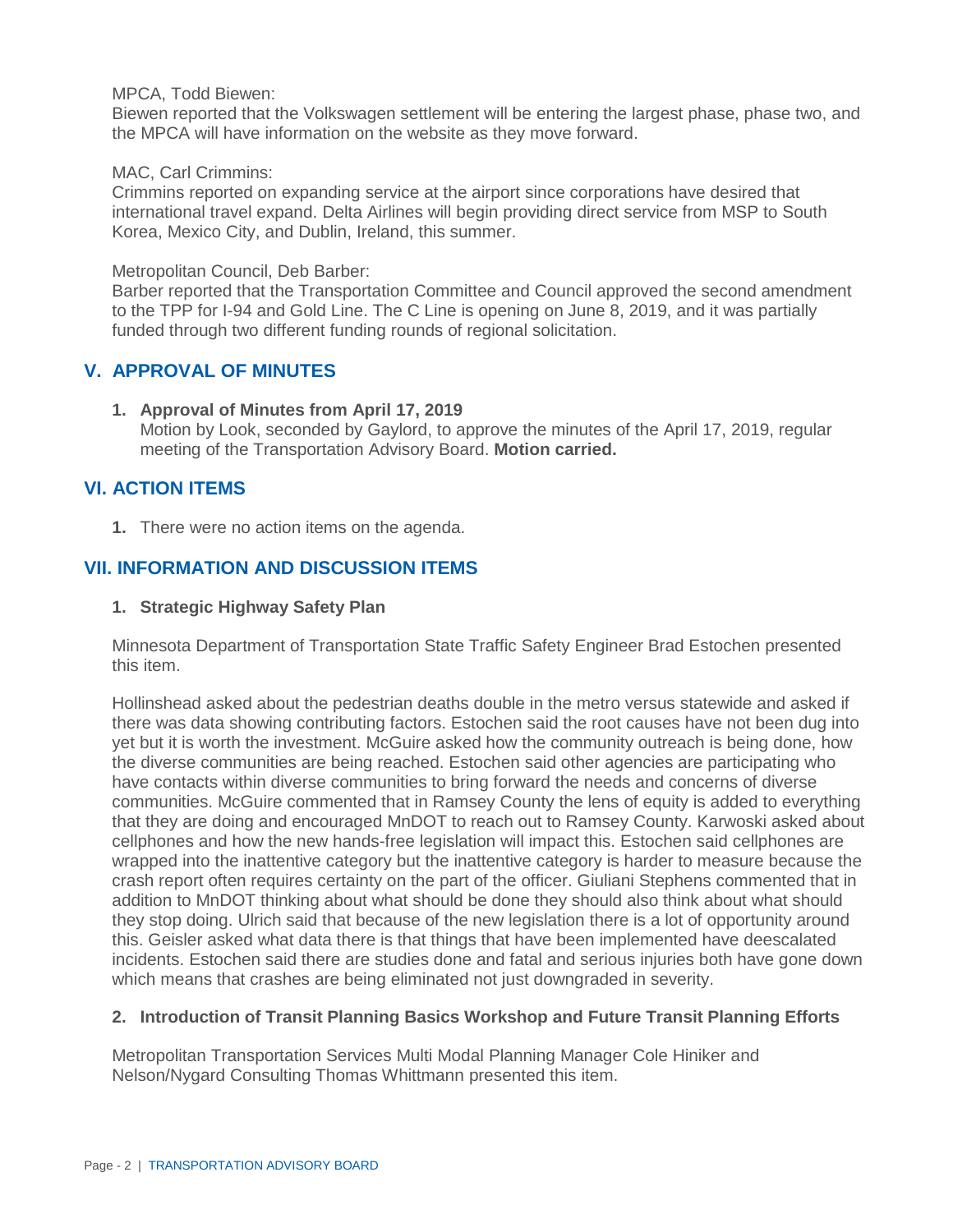MPCA, Todd Biewen:
Biewen reported that the Volkswagen settlement will be entering the largest phase, phase two, and the MPCA will have information on the website as they move forward.

MAC, Carl Crimmins:
Crimmins reported on expanding service at the airport since corporations have desired that international travel expand. Delta Airlines will begin providing direct service from MSP to South Korea, Mexico City, and Dublin, Ireland, this summer.

Metropolitan Council, Deb Barber:
Barber reported that the Transportation Committee and Council approved the second amendment to the TPP for I-94 and Gold Line. The C Line is opening on June 8, 2019, and it was partially funded through two different funding rounds of regional solicitation.

## V. APPROVAL OF MINUTES

1. **Approval of Minutes from April 17, 2019**
   Motion by Look, seconded by Gaylord, to approve the minutes of the April 17, 2019, regular meeting of the Transportation Advisory Board. **Motion carried.**

## VI. ACTION ITEMS

1. There were no action items on the agenda.

## VII. INFORMATION AND DISCUSSION ITEMS

1. **Strategic Highway Safety Plan**

   Minnesota Department of Transportation State Traffic Safety Engineer Brad Estochen presented this item.

   Hollinshead asked about the pedestrian deaths double in the metro versus statewide and asked if there was data showing contributing factors. Estochen said the root causes have not been dug into yet but it is worth the investment. McGuire asked how the community outreach is being done, how the diverse communities are being reached. Estochen said other agencies are participating who have contacts within diverse communities to bring forward the needs and concerns of diverse communities. McGuire commented that in Ramsey County the lens of equity is added to everything that they are doing and encouraged MnDOT to reach out to Ramsey County. Karwoski asked about cellphones and how the new hands-free legislation will impact this. Estochen said cellphones are wrapped into the inattentive category but the inattentive category is harder to measure because the crash report often requires certainty on the part of the officer. Giuliani Stephens commented that in addition to MnDOT thinking about what should be done they should also think about what should they stop doing. Ulrich said that because of the new legislation there is a lot of opportunity around this. Geisler asked what data there is that things that have been implemented have deescalated incidents. Estochen said there are studies done and fatal and serious injuries both have gone down which means that crashes are being eliminated not just downgraded in severity.

2. **Introduction of Transit Planning Basics Workshop and Future Transit Planning Efforts**

   Metropolitan Transportation Services Multi Modal Planning Manager Cole Hiniker and Nelson/Nygard Consulting Thomas Whittmann presented this item.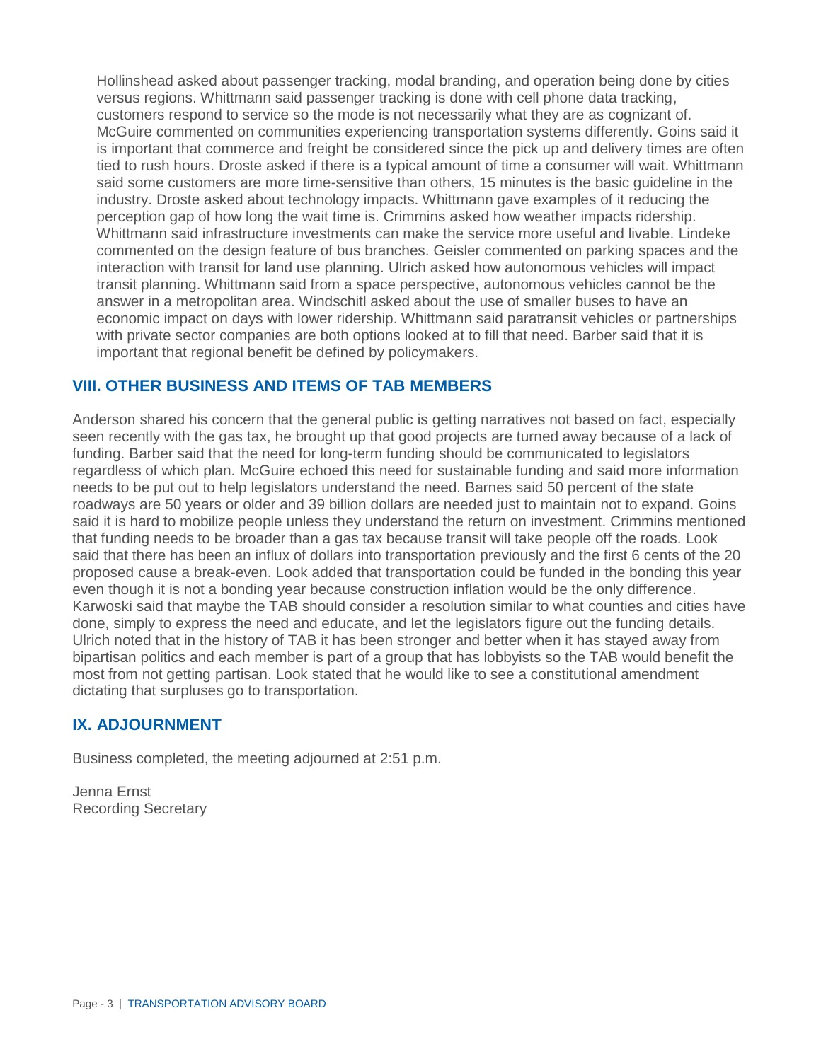Hollinshead asked about passenger tracking, modal branding, and operation being done by cities versus regions. Whittmann said passenger tracking is done with cell phone data tracking, customers respond to service so the mode is not necessarily what they are as cognizant of. McGuire commented on communities experiencing transportation systems differently. Goins said it is important that commerce and freight be considered since the pick up and delivery times are often tied to rush hours. Droste asked if there is a typical amount of time a consumer will wait. Whittmann said some customers are more time-sensitive than others, 15 minutes is the basic guideline in the industry. Droste asked about technology impacts. Whittmann gave examples of it reducing the perception gap of how long the wait time is. Crimmins asked how weather impacts ridership. Whittmann said infrastructure investments can make the service more useful and livable. Lindeke commented on the design feature of bus branches. Geisler commented on parking spaces and the interaction with transit for land use planning. Ulrich asked how autonomous vehicles will impact transit planning. Whittmann said from a space perspective, autonomous vehicles cannot be the answer in a metropolitan area. Windschitl asked about the use of smaller buses to have an economic impact on days with lower ridership. Whittmann said paratransit vehicles or partnerships with private sector companies are both options looked at to fill that need. Barber said that it is important that regional benefit be defined by policymakers.

## VIII. OTHER BUSINESS AND ITEMS OF TAB MEMBERS

Anderson shared his concern that the general public is getting narratives not based on fact, especially seen recently with the gas tax, he brought up that good projects are turned away because of a lack of funding. Barber said that the need for long-term funding should be communicated to legislators regardless of which plan. McGuire echoed this need for sustainable funding and said more information needs to be put out to help legislators understand the need. Barnes said 50 percent of the state roadways are 50 years or older and 39 billion dollars are needed just to maintain not to expand. Goins said it is hard to mobilize people unless they understand the return on investment. Crimmins mentioned that funding needs to be broader than a gas tax because transit will take people off the roads. Look said that there has been an influx of dollars into transportation previously and the first 6 cents of the 20 proposed cause a break-even. Look added that transportation could be funded in the bonding this year even though it is not a bonding year because construction inflation would be the only difference. Karwoski said that maybe the TAB should consider a resolution similar to what counties and cities have done, simply to express the need and educate, and let the legislators figure out the funding details. Ulrich noted that in the history of TAB it has been stronger and better when it has stayed away from bipartisan politics and each member is part of a group that has lobbyists so the TAB would benefit the most from not getting partisan. Look stated that he would like to see a constitutional amendment dictating that surpluses go to transportation.

## IX. ADJOURNMENT

Business completed, the meeting adjourned at 2:51 p.m.

Jenna Ernst
Recording Secretary